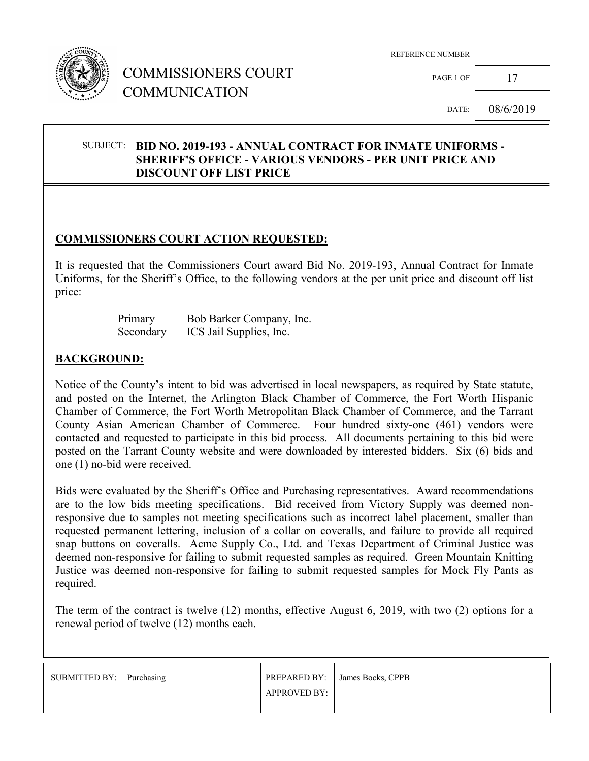# COMMISSIONERS COURT COMMUNICATION

REFERENCE NUMBER

PAGE 1 OF 17

DATE: 08/6/2019

SUBJECT: **BID NO. 2019-193 - ANNUAL CONTRACT FOR INMATE UNIFORMS - SHERIFF'S OFFICE - VARIOUS VENDORS - PER UNIT PRICE AND DISCOUNT OFF LIST PRICE**

## COMMISSIONERS COURT ACTION REQUESTED:

It is requested that the Commissioners Court award Bid No. 2019-193, Annual Contract for Inmate Uniforms, for the Sheriff's Office, to the following vendors at the per unit price and discount off list price:

| | |
|---|---|
| Primary | Bob Barker Company, Inc. |
| Secondary | ICS Jail Supplies, Inc. |

## BACKGROUND:

Notice of the County's intent to bid was advertised in local newspapers, as required by State statute, and posted on the Internet, the Arlington Black Chamber of Commerce, the Fort Worth Hispanic Chamber of Commerce, the Fort Worth Metropolitan Black Chamber of Commerce, and the Tarrant County Asian American Chamber of Commerce. Four hundred sixty-one (461) vendors were contacted and requested to participate in this bid process. All documents pertaining to this bid were posted on the Tarrant County website and were downloaded by interested bidders. Six (6) bids and one (1) no-bid were received.

Bids were evaluated by the Sheriff's Office and Purchasing representatives. Award recommendations are to the low bids meeting specifications. Bid received from Victory Supply was deemed non-responsive due to samples not meeting specifications such as incorrect label placement, smaller than requested permanent lettering, inclusion of a collar on coveralls, and failure to provide all required snap buttons on coveralls. Acme Supply Co., Ltd. and Texas Department of Criminal Justice was deemed non-responsive for failing to submit requested samples as required. Green Mountain Knitting Justice was deemed non-responsive for failing to submit requested samples for Mock Fly Pants as required.

The term of the contract is twelve (12) months, effective August 6, 2019, with two (2) options for a renewal period of twelve (12) months each.

| SUBMITTED BY: | Purchasing | PREPARED BY: | James Bocks, CPPB |
|---|---|---|---|
| | | APPROVED BY: | |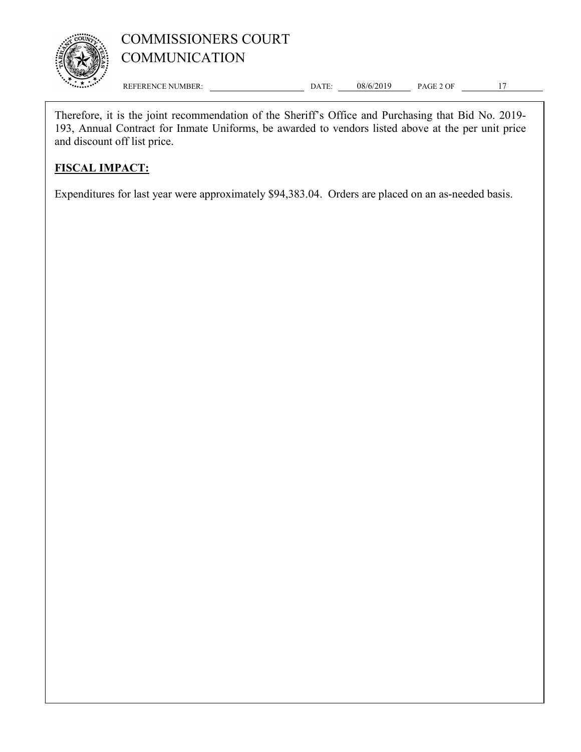Therefore, it is the joint recommendation of the Sheriff's Office and Purchasing that Bid No. 2019-193, Annual Contract for Inmate Uniforms, be awarded to vendors listed above at the per unit price and discount off list price.

**FISCAL IMPACT:**

Expenditures for last year were approximately $94,383.04. Orders are placed on an as-needed basis.